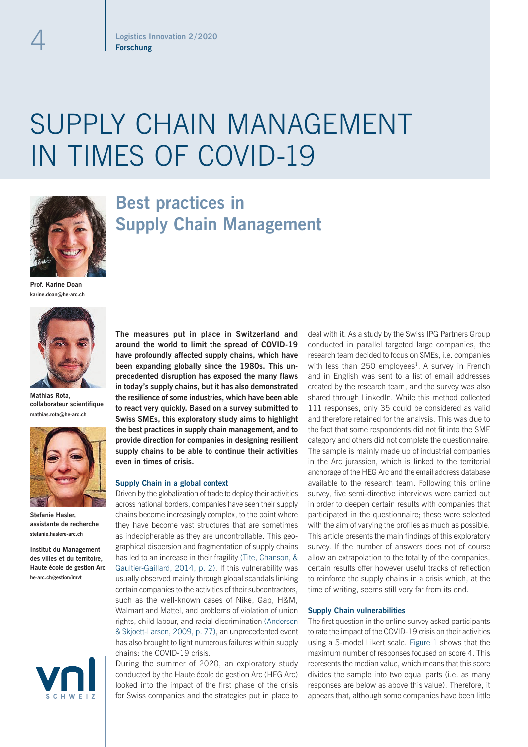# SUPPLY CHAIN MANAGEMENT IN TIMES OF COVID-19

## Best practices in Supply Chain Management

**Prof. Karine Doan**
**karine.doan@he-arc.ch**

**Mathias Rota, collaborateur scientifique**
**mathias.rota@he-arc.ch**

**Stefanie Hasler, assistante de recherche**
**stefanie.haslere-arc.ch**

**Institut du Management des villes et du territoire, Haute école de gestion Arc**
**he-arc.ch/gestion/imvt**

**The measures put in place in Switzerland and around the world to limit the spread of COVID-19 have profoundly affected supply chains, which have been expanding globally since the 1980s. This unprecedented disruption has exposed the many flaws in today's supply chains, but it has also demonstrated the resilience of some industries, which have been able to react very quickly. Based on a survey submitted to Swiss SMEs, this exploratory study aims to highlight the best practices in supply chain management, and to provide direction for companies in designing resilient supply chains to be able to continue their activities even in times of crisis.**

### Supply Chain in a global context

Driven by the globalization of trade to deploy their activities across national borders, companies have seen their supply chains become increasingly complex, to the point where they have become vast structures that are sometimes as indecipherable as they are uncontrollable. This geographical dispersion and fragmentation of supply chains has led to an increase in their fragility (Tite, Chanson, & Gaultier-Gaillard, 2014, p. 2). If this vulnerability was usually observed mainly through global scandals linking certain companies to the activities of their subcontractors, such as the well-known cases of Nike, Gap, H&M, Walmart and Mattel, and problems of violation of union rights, child labour, and racial discrimination (Andersen & Skjoett-Larsen, 2009, p. 77), an unprecedented event has also brought to light numerous failures within supply chains: the COVID-19 crisis.

During the summer of 2020, an exploratory study conducted by the Haute école de gestion Arc (HEG Arc) looked into the impact of the first phase of the crisis for Swiss companies and the strategies put in place to deal with it. As a study by the Swiss IPG Partners Group conducted in parallel targeted large companies, the research team decided to focus on SMEs, i.e. companies with less than 250 employees[1]. A survey in French and in English was sent to a list of email addresses created by the research team, and the survey was also shared through LinkedIn. While this method collected 111 responses, only 35 could be considered as valid and therefore retained for the analysis. This was due to the fact that some respondents did not fit into the SME category and others did not complete the questionnaire. The sample is mainly made up of industrial companies in the Arc jurassien, which is linked to the territorial anchorage of the HEG Arc and the email address database available to the research team. Following this online survey, five semi-directive interviews were carried out in order to deepen certain results with companies that participated in the questionnaire; these were selected with the aim of varying the profiles as much as possible. This article presents the main findings of this exploratory survey. If the number of answers does not of course allow an extrapolation to the totality of the companies, certain results offer however useful tracks of reflection to reinforce the supply chains in a crisis which, at the time of writing, seems still very far from its end.

### Supply Chain vulnerabilities

The first question in the online survey asked participants to rate the impact of the COVID-19 crisis on their activities using a 5-model Likert scale. Figure 1 shows that the maximum number of responses focused on score 4. This represents the median value, which means that this score divides the sample into two equal parts (i.e. as many responses are below as above this value). Therefore, it appears that, although some companies have been little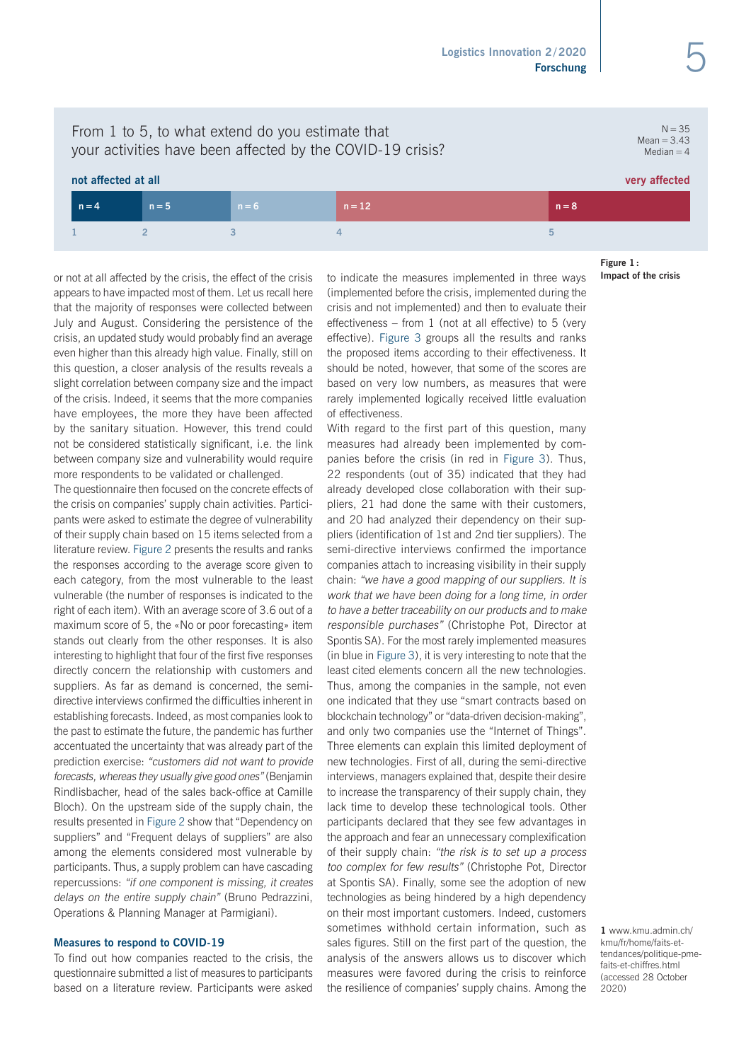From 1 to 5, to what extend do you estimate that your activities have been affected by the COVID-19 crisis?

N = 35
Mean = 3.43
Median = 4

| not affected at all | | | | very affected |
|---|---|---|---|---|
| 1 | 2 | 3 | 4 | 5 |
| n = 4 | n = 5 | n = 6 | n = 12 | n = 8 |

**Figure 1: Impact of the crisis**

or not at all affected by the crisis, the effect of the crisis appears to have impacted most of them. Let us recall here that the majority of responses were collected between July and August. Considering the persistence of the crisis, an updated study would probably find an average even higher than this already high value. Finally, still on this question, a closer analysis of the results reveals a slight correlation between company size and the impact of the crisis. Indeed, it seems that the more companies have employees, the more they have been affected by the sanitary situation. However, this trend could not be considered statistically significant, i.e. the link between company size and vulnerability would require more respondents to be validated or challenged.

The questionnaire then focused on the concrete effects of the crisis on companies' supply chain activities. Participants were asked to estimate the degree of vulnerability of their supply chain based on 15 items selected from a literature review. Figure 2 presents the results and ranks the responses according to the average score given to each category, from the most vulnerable to the least vulnerable (the number of responses is indicated to the right of each item). With an average score of 3.6 out of a maximum score of 5, the «No or poor forecasting» item stands out clearly from the other responses. It is also interesting to highlight that four of the first five responses directly concern the relationship with customers and suppliers. As far as demand is concerned, the semi-directive interviews confirmed the difficulties inherent in establishing forecasts. Indeed, as most companies look to the past to estimate the future, the pandemic has further accentuated the uncertainty that was already part of the prediction exercise: *"customers did not want to provide forecasts, whereas they usually give good ones"* (Benjamin Rindlisbacher, head of the sales back-office at Camille Bloch). On the upstream side of the supply chain, the results presented in Figure 2 show that "Dependency on suppliers" and "Frequent delays of suppliers" are also among the elements considered most vulnerable by participants. Thus, a supply problem can have cascading repercussions: *"if one component is missing, it creates delays on the entire supply chain"* (Bruno Pedrazzini, Operations & Planning Manager at Parmigiani).

### Measures to respond to COVID-19

To find out how companies reacted to the crisis, the questionnaire submitted a list of measures to participants based on a literature review. Participants were asked to indicate the measures implemented in three ways (implemented before the crisis, implemented during the crisis and not implemented) and then to evaluate their effectiveness – from 1 (not at all effective) to 5 (very effective). Figure 3 groups all the results and ranks the proposed items according to their effectiveness. It should be noted, however, that some of the scores are based on very low numbers, as measures that were rarely implemented logically received little evaluation of effectiveness.

With regard to the first part of this question, many measures had already been implemented by companies before the crisis (in red in Figure 3). Thus, 22 respondents (out of 35) indicated that they had already developed close collaboration with their suppliers, 21 had done the same with their customers, and 20 had analyzed their dependency on their suppliers (identification of 1st and 2nd tier suppliers). The semi-directive interviews confirmed the importance companies attach to increasing visibility in their supply chain: *"we have a good mapping of our suppliers. It is work that we have been doing for a long time, in order to have a better traceability on our products and to make responsible purchases"* (Christophe Pot, Director at Spontis SA). For the most rarely implemented measures (in blue in Figure 3), it is very interesting to note that the least cited elements concern all the new technologies. Thus, among the companies in the sample, not even one indicated that they use "smart contracts based on blockchain technology" or "data-driven decision-making", and only two companies use the "Internet of Things". Three elements can explain this limited deployment of new technologies. First of all, during the semi-directive interviews, managers explained that, despite their desire to increase the transparency of their supply chain, they lack time to develop these technological tools. Other participants declared that they see few advantages in the approach and fear an unnecessary complexification of their supply chain: *"the risk is to set up a process too complex for few results"* (Christophe Pot, Director at Spontis SA). Finally, some see the adoption of new technologies as being hindered by a high dependency on their most important customers. Indeed, customers sometimes withhold certain information, such as sales figures. Still on the first part of the question, the analysis of the answers allows us to discover which measures were favored during the crisis to reinforce the resilience of companies' supply chains. Among the

1 www.kmu.admin.ch/kmu/fr/home/faits-et-tendances/politique-pme-faits-et-chiffres.html (accessed 28 October 2020)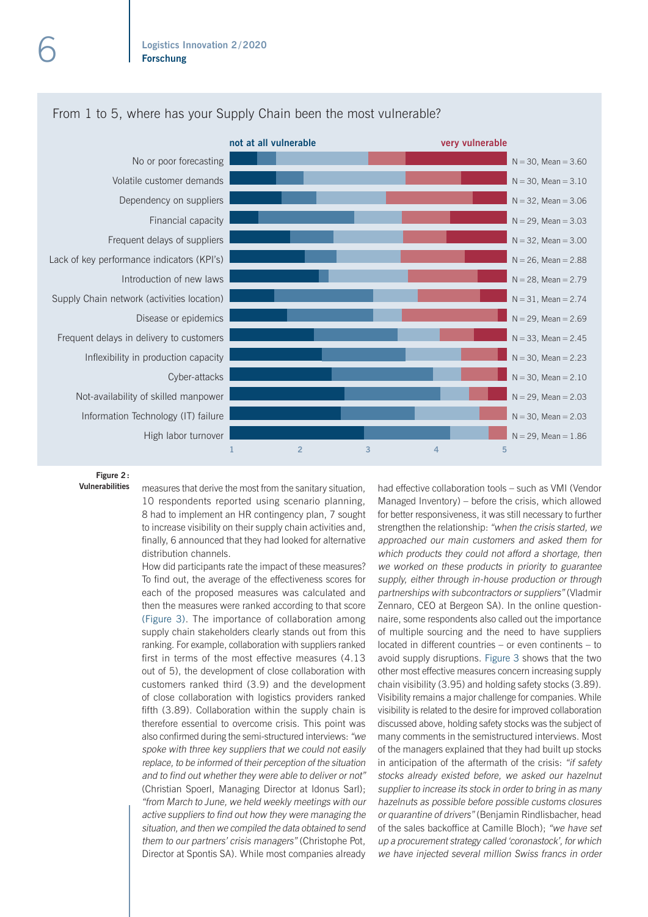From 1 to 5, where has your Supply Chain been the most vulnerable?

| Vulnerability | N | Mean |
|---|---|---|
| No or poor forecasting | 30 | 3.60 |
| Volatile customer demands | 30 | 3.10 |
| Dependency on suppliers | 32 | 3.06 |
| Financial capacity | 29 | 3.03 |
| Frequent delays of suppliers | 32 | 3.00 |
| Lack of key performance indicators (KPI's) | 26 | 2.88 |
| Introduction of new laws | 28 | 2.79 |
| Supply Chain network (activities location) | 31 | 2.74 |
| Disease or epidemics | 29 | 2.69 |
| Frequent delays in delivery to customers | 33 | 2.45 |
| Inflexibility in production capacity | 30 | 2.23 |
| Cyber-attacks | 30 | 2.10 |
| Not-availability of skilled manpower | 29 | 2.03 |
| Information Technology (IT) failure | 30 | 2.03 |
| High labor turnover | 29 | 1.86 |

(Scale: 1 = not at all vulnerable, 5 = very vulnerable)

**Figure 2: Vulnerabilities**

measures that derive the most from the sanitary situation, 10 respondents reported using scenario planning, 8 had to implement an HR contingency plan, 7 sought to increase visibility on their supply chain activities and, finally, 6 announced that they had looked for alternative distribution channels.

How did participants rate the impact of these measures? To find out, the average of the effectiveness scores for each of the proposed measures was calculated and then the measures were ranked according to that score (Figure 3). The importance of collaboration among supply chain stakeholders clearly stands out from this ranking. For example, collaboration with suppliers ranked first in terms of the most effective measures (4.13 out of 5), the development of close collaboration with customers ranked third (3.9) and the development of close collaboration with logistics providers ranked fifth (3.89). Collaboration within the supply chain is therefore essential to overcome crisis. This point was also confirmed during the semi-structured interviews: *"we spoke with three key suppliers that we could not easily replace, to be informed of their perception of the situation and to find out whether they were able to deliver or not"* (Christian Spoerl, Managing Director at Idonus Sarl); *"from March to June, we held weekly meetings with our active suppliers to find out how they were managing the situation, and then we compiled the data obtained to send them to our partners' crisis managers"* (Christophe Pot, Director at Spontis SA). While most companies already had effective collaboration tools – such as VMI (Vendor Managed Inventory) – before the crisis, which allowed for better responsiveness, it was still necessary to further strengthen the relationship: *"when the crisis started, we approached our main customers and asked them for which products they could not afford a shortage, then we worked on these products in priority to guarantee supply, either through in-house production or through partnerships with subcontractors or suppliers"* (Vladmir Zennaro, CEO at Bergeon SA). In the online questionnaire, some respondents also called out the importance of multiple sourcing and the need to have suppliers located in different countries – or even continents – to avoid supply disruptions. Figure 3 shows that the two other most effective measures concern increasing supply chain visibility (3.95) and holding safety stocks (3.89). Visibility remains a major challenge for companies. While visibility is related to the desire for improved collaboration discussed above, holding safety stocks was the subject of many comments in the semistructured interviews. Most of the managers explained that they had built up stocks in anticipation of the aftermath of the crisis: *"if safety stocks already existed before, we asked our hazelnut supplier to increase its stock in order to bring in as many hazelnuts as possible before possible customs closures or quarantine of drivers"* (Benjamin Rindlisbacher, head of the sales backoffice at Camille Bloch); *"we have set up a procurement strategy called 'coronastock', for which we have injected several million Swiss francs in order*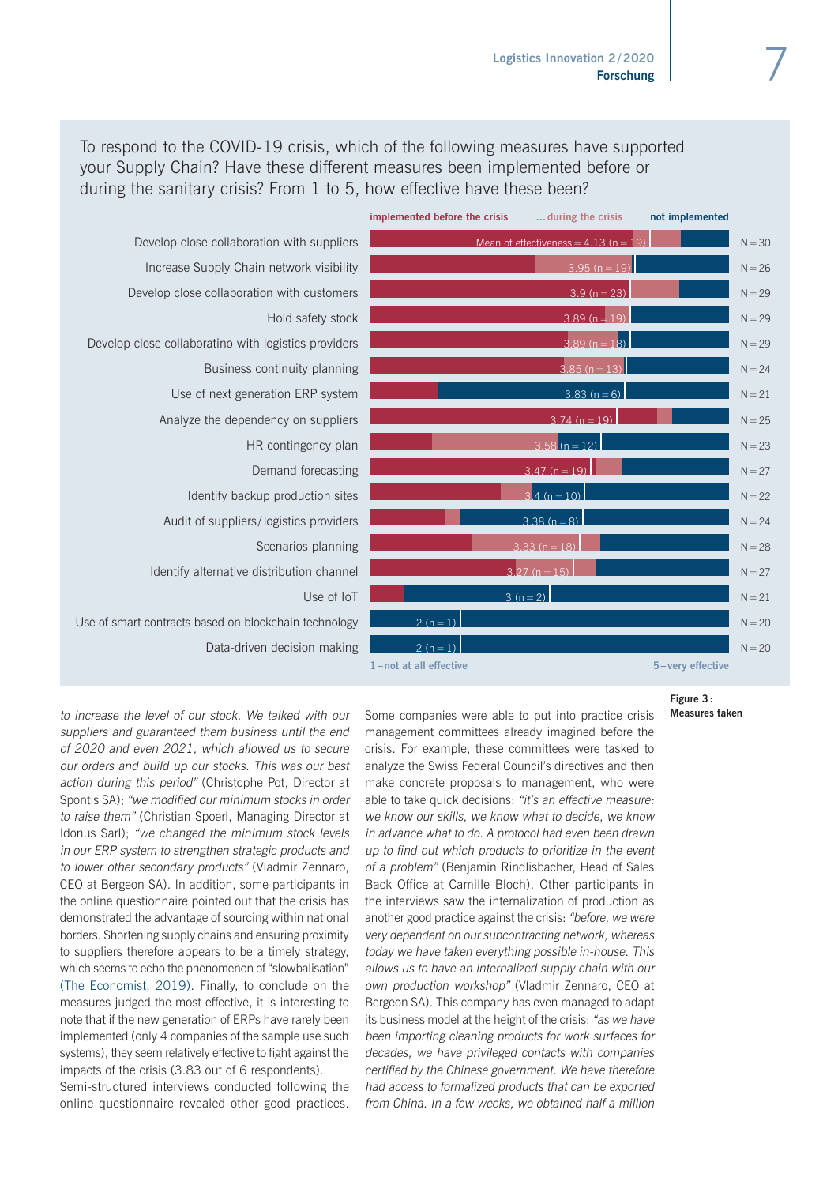To respond to the COVID-19 crisis, which of the following measures have supported your Supply Chain? Have these different measures been implemented before or during the sanitary crisis? From 1 to 5, how effective have these been?

Legend: implemented before the crisis | …during the crisis | not implemented

| Measure | Mean of effectiveness | N |
|---|---|---|
| Develop close collaboration with suppliers | Mean of effectiveness = 4.13 (n = 19) | N = 30 |
| Increase Supply Chain network visibility | 3.95 (n = 19) | N = 26 |
| Develop close collaboration with customers | 3.9 (n = 23) | N = 29 |
| Hold safety stock | 3.89 (n = 19) | N = 29 |
| Develop close collaboratino with logistics providers | 3.89 (n = 18) | N = 29 |
| Business continuity planning | 3.85 (n = 13) | N = 24 |
| Use of next generation ERP system | 3.83 (n = 6) | N = 21 |
| Analyze the dependency on suppliers | 3.74 (n = 19) | N = 25 |
| HR contingency plan | 3.58 (n = 12) | N = 23 |
| Demand forecasting | 3.47 (n = 19) | N = 27 |
| Identify backup production sites | 3.4 (n = 10) | N = 22 |
| Audit of suppliers/logistics providers | 3.38 (n = 8) | N = 24 |
| Scenarios planning | 3.33 (n = 18) | N = 28 |
| Identify alternative distribution channel | 3.27 (n = 15) | N = 27 |
| Use of IoT | 3 (n = 2) | N = 21 |
| Use of smart contracts based on blockchain technology | 2 (n = 1) | N = 20 |
| Data-driven decision making | 2 (n = 1) | N = 20 |

Scale: 1 – not at all effective … 5 – very effective

**Figure 3: Measures taken**

*to increase the level of our stock. We talked with our suppliers and guaranteed them business until the end of 2020 and even 2021, which allowed us to secure our orders and build up our stocks. This was our best action during this period"* (Christophe Pot, Director at Spontis SA); *"we modified our minimum stocks in order to lower other secondary products to raise them"* (Christian Spoerl, Managing Director at Idonus Sarl); *"we changed the minimum stock levels in our ERP system to strengthen strategic products and to lower other secondary products"* (Vladmir Zennaro, CEO at Bergeon SA). In addition, some participants in the online questionnaire pointed out that the crisis has demonstrated the advantage of sourcing within national borders. Shortening supply chains and ensuring proximity to suppliers therefore appears to be a timely strategy, which seems to echo the phenomenon of "slowbalisation" (The Economist, 2019). Finally, to conclude on the measures judged the most effective, it is interesting to note that if the new generation of ERPs have rarely been implemented (only 4 companies of the sample use such systems), they seem relatively effective to fight against the impacts of the crisis (3.83 out of 6 respondents).

Semi-structured interviews conducted following the online questionnaire revealed other good practices. Some companies were able to put into practice crisis management committees already imagined before the crisis. For example, these committees were tasked to analyze the Swiss Federal Council's directives and then make concrete proposals to management, who were able to take quick decisions: *"it's an effective measure: we know our skills, we know what to decide, we know in advance what to do. A protocol had even been drawn up to find out which products to prioritize in the event of a problem"* (Benjamin Rindlisbacher, Head of Sales Back Office at Camille Bloch). Other participants in the interviews saw the internalization of production as another good practice against the crisis: *"before, we were very dependent on our subcontracting network, whereas today we have taken everything possible in-house. This allows us to have an internalized supply chain with our own production workshop"* (Vladmir Zennaro, CEO at Bergeon SA). This company has even managed to adapt its business model at the height of the crisis: *"as we have been importing cleaning products for work surfaces for decades, we have privileged contacts with companies certified by the Chinese government. We have therefore had access to formalized products that can be exported from China. In a few weeks, we obtained half a million*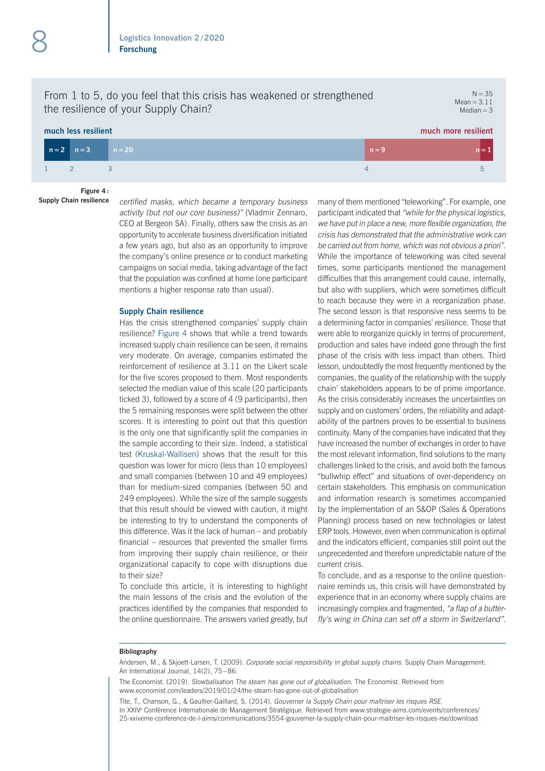From 1 to 5, do you feel that this crisis has weakened or strengthened the resilience of your Supply Chain?

N = 35
Mean = 3.11
Median = 3

much less resilient

much more resilient

n = 2
n = 3
n = 20
n = 9
n = 1

1
2
3
4
5

**Figure 4: Supply Chain resilience**

*certified masks, which became a temporary business activity (but not our core business)"* (Vladmir Zennaro, CEO at Bergeon SA). Finally, others saw the crisis as an opportunity to accelerate business diversification initiated a few years ago, but also as an opportunity to improve the company's online presence or to conduct marketing campaigns on social media, taking advantage of the fact that the population was confined at home (one participant mentions a higher response rate than usual).

### Supply Chain resilience

Has the crisis strengthened companies' supply chain resilience? Figure 4 shows that while a trend towards increased supply chain resilience can be seen, it remains very moderate. On average, companies estimated the reinforcement of resilience at 3.11 on the Likert scale for the five scores proposed to them. Most respondents selected the median value of this scale (20 participants ticked 3), followed by a score of 4 (9 participants), then the 5 remaining responses were split between the other scores. It is interesting to point out that this question is the only one that significantly split the companies in the sample according to their size. Indeed, a statistical test (Kruskal-Wallisen) shows that the result for this question was lower for micro (less than 10 employees) and small companies (between 10 and 49 employees) than for medium-sized companies (between 50 and 249 employees). While the size of the sample suggests that this result should be viewed with caution, it might be interesting to try to understand the components of this difference. Was it the lack of human – and probably financial – resources that prevented the smaller firms from improving their supply chain resilience, or their organizational capacity to cope with disruptions due to their size?

To conclude this article, it is interesting to highlight the main lessons of the crisis and the evolution of the practices identified by the companies that responded to the online questionnaire. The answers varied greatly, but many of them mentioned "teleworking". For example, one participant indicated that *"while for the physical logistics, we have put in place a new, more flexible organization, the crisis has demonstrated that the administrative work can be carried out from home, which was not obvious a priori"*. While the importance of teleworking was cited several times, some participants mentioned the management difficulties that this arrangement could cause, internally, but also with suppliers, which were sometimes difficult to reach because they were in a reorganization phase. The second lesson is that responsive ness seems to be a determining factor in companies' resilience. Those that were able to reorganize quickly in terms of procurement, production and sales have indeed gone through the first phase of the crisis with less impact than others. Third lesson, undoubtedly the most frequently mentioned by the companies, the quality of the relationship with the supply chain' stakeholders appears to be of prime importance. As the crisis considerably increases the uncertainties on supply and on customers' orders, the reliability and adaptability of the partners proves to be essential to business continuity. Many of the companies have indicated that they have increased the number of exchanges in order to have the most relevant information, find solutions to the many challenges linked to the crisis, and avoid both the famous "bullwhip effect" and situations of over-dependency on certain stakeholders. This emphasis on communication and information research is sometimes accompanied by the implementation of an S&OP (Sales & Operations Planning) process based on new technologies or latest ERP tools. However, even when communication is optimal and the indicators efficient, companies still point out the unprecedented and therefore unpredictable nature of the current crisis.

To conclude, and as a response to the online questionnaire reminds us, this crisis will have demonstrated by experience that in an economy where supply chains are increasingly complex and fragmented, *"a flap of a butterfly's wing in China can set off a storm in Switzerland"*.

### Bibliography

Andersen, M., & Skjoett-Larsen, T. (2009). *Corporate social responsibility in global supply chains.* Supply Chain Management: An International Journal, 14(2), 75–86.

The Economist. (2019). *Slowbalisation The steam has gone out of globalisation.* The Economist. Retrieved from www.economist.com/leaders/2019/01/24/the-steam-has-gone-out-of-globalisation

Tite, T., Chanson, G., & Gaultier-Gaillard, S. (2014). *Gouverner la Supply Chain pour maîtriser les risques RSE.* In XXIVe Conférence Internationale de Management Stratégique. Retrieved from www.strategie-aims.com/events/conferences/25-xxiveme-conference-de-l-aims/communications/3554-gouverner-la-supply-chain-pour-maitriser-les-risques-rse/download